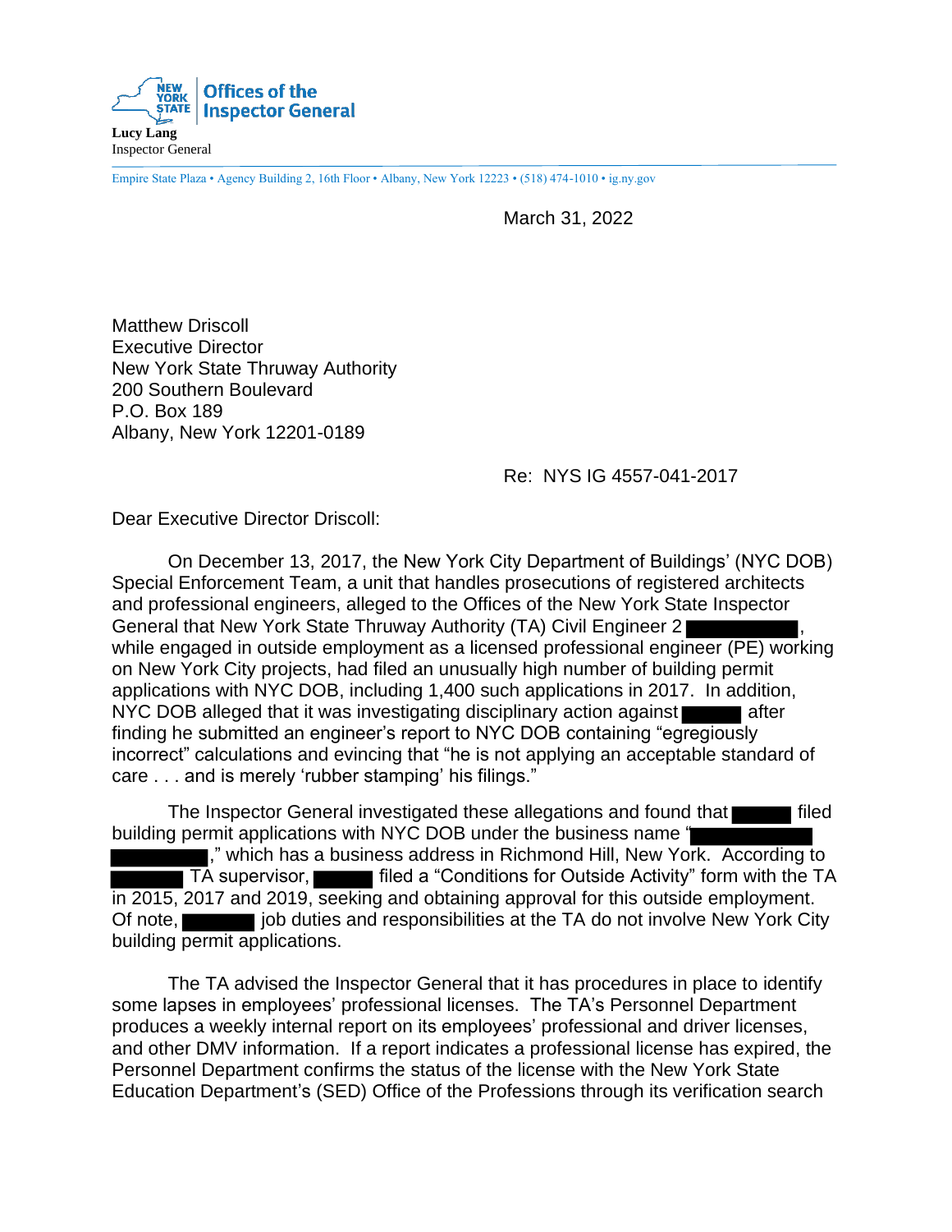Offices of the Inspector General

**Lucy Lang**
Inspector General

Empire State Plaza • Agency Building 2, 16th Floor • Albany, New York 12223 • (518) 474-1010 • ig.ny.gov

March 31, 2022

Matthew Driscoll
Executive Director
New York State Thruway Authority
200 Southern Boulevard
P.O. Box 189
Albany, New York 12201-0189

Re: NYS IG 4557-041-2017

Dear Executive Director Driscoll:

On December 13, 2017, the New York City Department of Buildings' (NYC DOB) Special Enforcement Team, a unit that handles prosecutions of registered architects and professional engineers, alleged to the Offices of the New York State Inspector General that New York State Thruway Authority (TA) Civil Engineer 2 ██████████, while engaged in outside employment as a licensed professional engineer (PE) working on New York City projects, had filed an unusually high number of building permit applications with NYC DOB, including 1,400 such applications in 2017. In addition, NYC DOB alleged that it was investigating disciplinary action against ██████ after finding he submitted an engineer's report to NYC DOB containing "egregiously incorrect" calculations and evincing that "he is not applying an acceptable standard of care . . . and is merely 'rubber stamping' his filings."

The Inspector General investigated these allegations and found that ██████ filed building permit applications with NYC DOB under the business name "██████████ ██████████," which has a business address in Richmond Hill, New York. According to ███████ TA supervisor, ██████ filed a "Conditions for Outside Activity" form with the TA in 2015, 2017 and 2019, seeking and obtaining approval for this outside employment. Of note, ███████ job duties and responsibilities at the TA do not involve New York City building permit applications.

The TA advised the Inspector General that it has procedures in place to identify some lapses in employees' professional licenses. The TA's Personnel Department produces a weekly internal report on its employees' professional and driver licenses, and other DMV information. If a report indicates a professional license has expired, the Personnel Department confirms the status of the license with the New York State Education Department's (SED) Office of the Professions through its verification search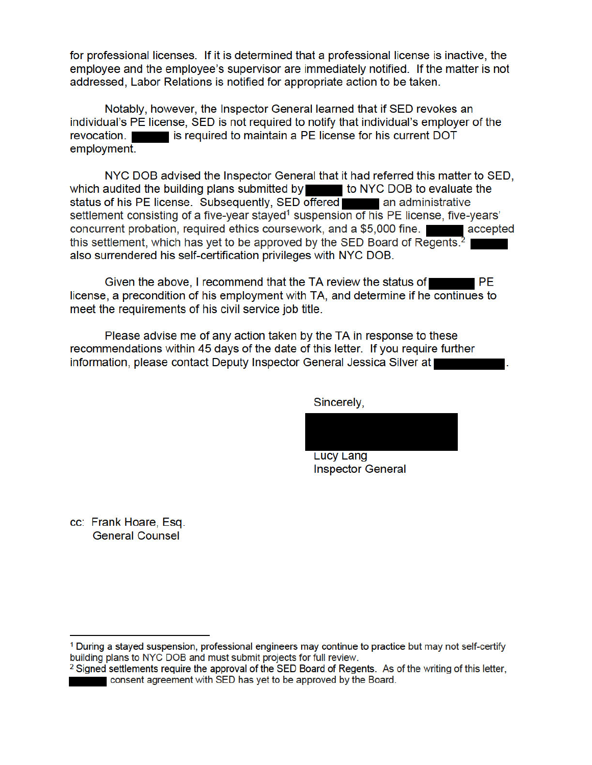for professional licenses. If it is determined that a professional license is inactive, the employee and the employee's supervisor are immediately notified. If the matter is not addressed, Labor Relations is notified for appropriate action to be taken.

Notably, however, the Inspector General learned that if SED revokes an individual's PE license, SED is not required to notify that individual's employer of the revocation. ██████ is required to maintain a PE license for his current DOT employment.

NYC DOB advised the Inspector General that it had referred this matter to SED, which audited the building plans submitted by ██████ to NYC DOB to evaluate the status of his PE license. Subsequently, SED offered ██████ an administrative settlement consisting of a five-year stayed[1] suspension of his PE license, five-years' concurrent probation, required ethics coursework, and a $5,000 fine. ██████ accepted this settlement, which has yet to be approved by the SED Board of Regents.[2] ██████ also surrendered his self-certification privileges with NYC DOB.

Given the above, I recommend that the TA review the status of ██████ PE license, a precondition of his employment with TA, and determine if he continues to meet the requirements of his civil service job title.

Please advise me of any action taken by the TA in response to these recommendations within 45 days of the date of this letter. If you require further information, please contact Deputy Inspector General Jessica Silver at ██████████.

Sincerely,

██████████

Lucy Lang
Inspector General

cc: Frank Hoare, Esq.
General Counsel

---

[1] During a stayed suspension, professional engineers may continue to practice but may not self-certify building plans to NYC DOB and must submit projects for full review.

[2] Signed settlements require the approval of the SED Board of Regents. As of the writing of this letter, ██████ consent agreement with SED has yet to be approved by the Board.